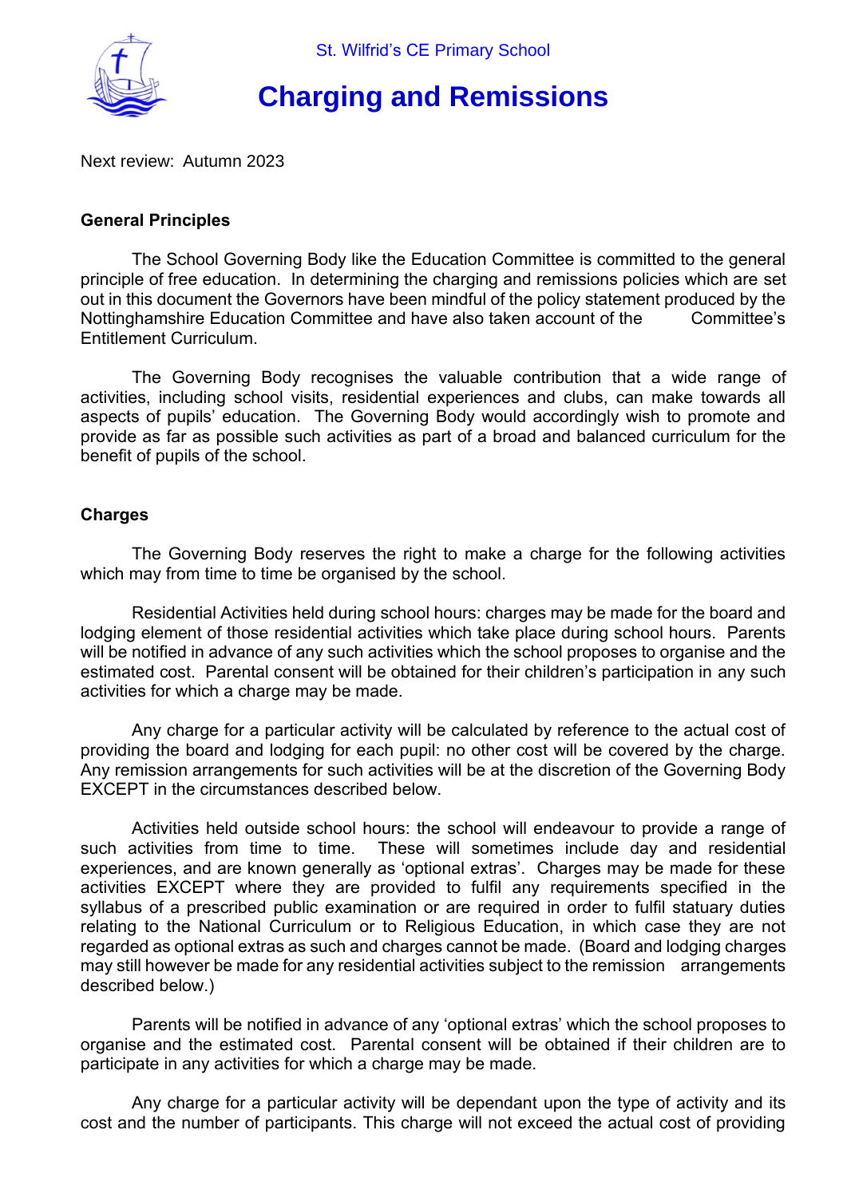St. Wilfrid's CE Primary School

# Charging and Remissions

Next review: Autumn 2023

## General Principles

The School Governing Body like the Education Committee is committed to the general principle of free education. In determining the charging and remissions policies which are set out in this document the Governors have been mindful of the policy statement produced by the Nottinghamshire Education Committee and have also taken account of the Committee's Entitlement Curriculum.

The Governing Body recognises the valuable contribution that a wide range of activities, including school visits, residential experiences and clubs, can make towards all aspects of pupils' education. The Governing Body would accordingly wish to promote and provide as far as possible such activities as part of a broad and balanced curriculum for the benefit of pupils of the school.

## Charges

The Governing Body reserves the right to make a charge for the following activities which may from time to time be organised by the school.

Residential Activities held during school hours: charges may be made for the board and lodging element of those residential activities which take place during school hours. Parents will be notified in advance of any such activities which the school proposes to organise and the estimated cost. Parental consent will be obtained for their children's participation in any such activities for which a charge may be made.

Any charge for a particular activity will be calculated by reference to the actual cost of providing the board and lodging for each pupil: no other cost will be covered by the charge. Any remission arrangements for such activities will be at the discretion of the Governing Body EXCEPT in the circumstances described below.

Activities held outside school hours: the school will endeavour to provide a range of such activities from time to time. These will sometimes include day and residential experiences, and are known generally as 'optional extras'. Charges may be made for these activities EXCEPT where they are provided to fulfil any requirements specified in the syllabus of a prescribed public examination or are required in order to fulfil statuary duties relating to the National Curriculum or to Religious Education, in which case they are not regarded as optional extras as such and charges cannot be made. (Board and lodging charges may still however be made for any residential activities subject to the remission arrangements described below.)

Parents will be notified in advance of any 'optional extras' which the school proposes to organise and the estimated cost. Parental consent will be obtained if their children are to participate in any activities for which a charge may be made.

Any charge for a particular activity will be dependant upon the type of activity and its cost and the number of participants. This charge will not exceed the actual cost of providing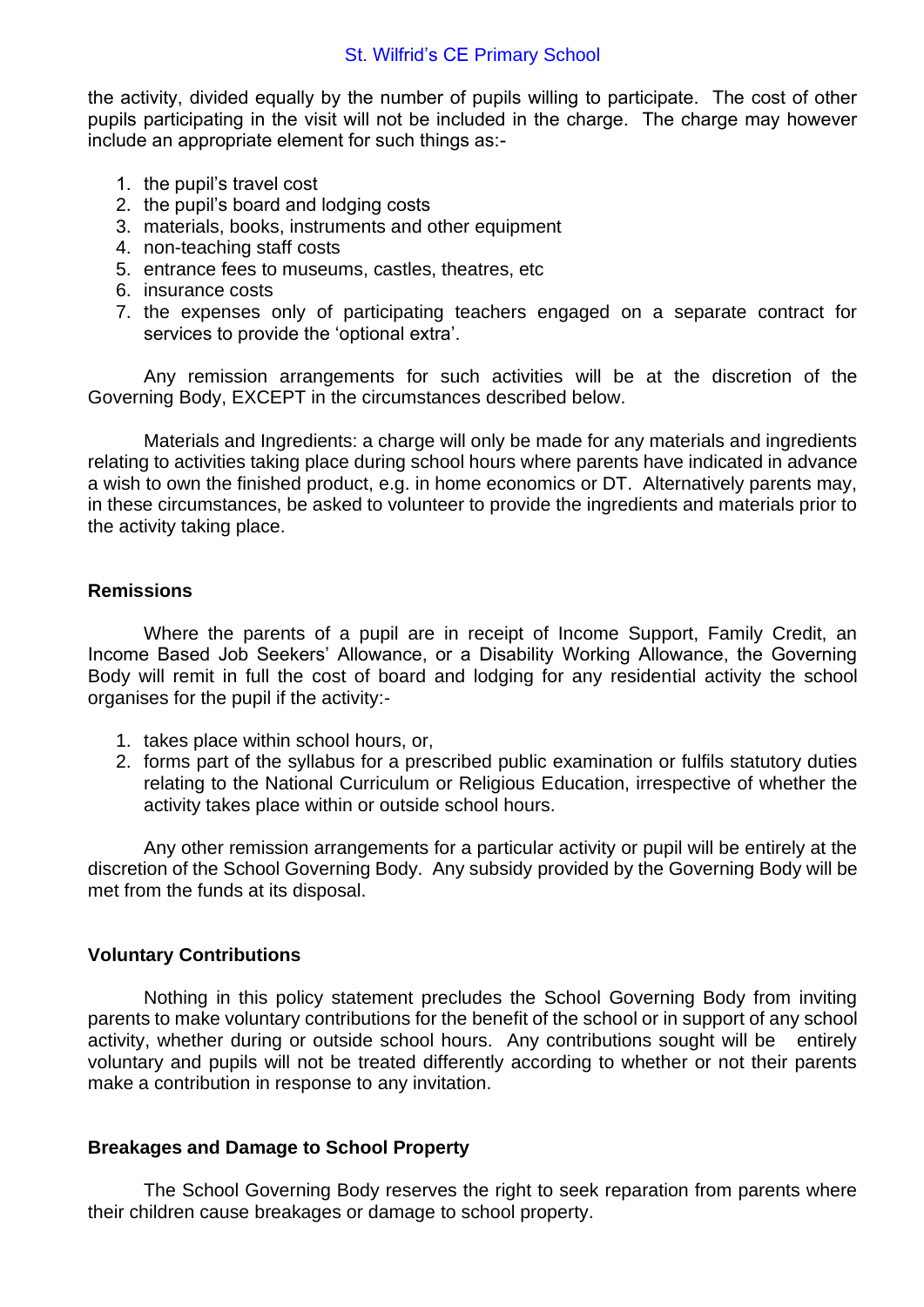the activity, divided equally by the number of pupils willing to participate. The cost of other pupils participating in the visit will not be included in the charge. The charge may however include an appropriate element for such things as:-

1. the pupil's travel cost
2. the pupil's board and lodging costs
3. materials, books, instruments and other equipment
4. non-teaching staff costs
5. entrance fees to museums, castles, theatres, etc
6. insurance costs
7. the expenses only of participating teachers engaged on a separate contract for services to provide the 'optional extra'.

Any remission arrangements for such activities will be at the discretion of the Governing Body, EXCEPT in the circumstances described below.

Materials and Ingredients: a charge will only be made for any materials and ingredients relating to activities taking place during school hours where parents have indicated in advance a wish to own the finished product, e.g. in home economics or DT. Alternatively parents may, in these circumstances, be asked to volunteer to provide the ingredients and materials prior to the activity taking place.

**Remissions**

Where the parents of a pupil are in receipt of Income Support, Family Credit, an Income Based Job Seekers' Allowance, or a Disability Working Allowance, the Governing Body will remit in full the cost of board and lodging for any residential activity the school organises for the pupil if the activity:-

1. takes place within school hours, or,
2. forms part of the syllabus for a prescribed public examination or fulfils statutory duties relating to the National Curriculum or Religious Education, irrespective of whether the activity takes place within or outside school hours.

Any other remission arrangements for a particular activity or pupil will be entirely at the discretion of the School Governing Body. Any subsidy provided by the Governing Body will be met from the funds at its disposal.

**Voluntary Contributions**

Nothing in this policy statement precludes the School Governing Body from inviting parents to make voluntary contributions for the benefit of the school or in support of any school activity, whether during or outside school hours. Any contributions sought will be entirely voluntary and pupils will not be treated differently according to whether or not their parents make a contribution in response to any invitation.

**Breakages and Damage to School Property**

The School Governing Body reserves the right to seek reparation from parents where their children cause breakages or damage to school property.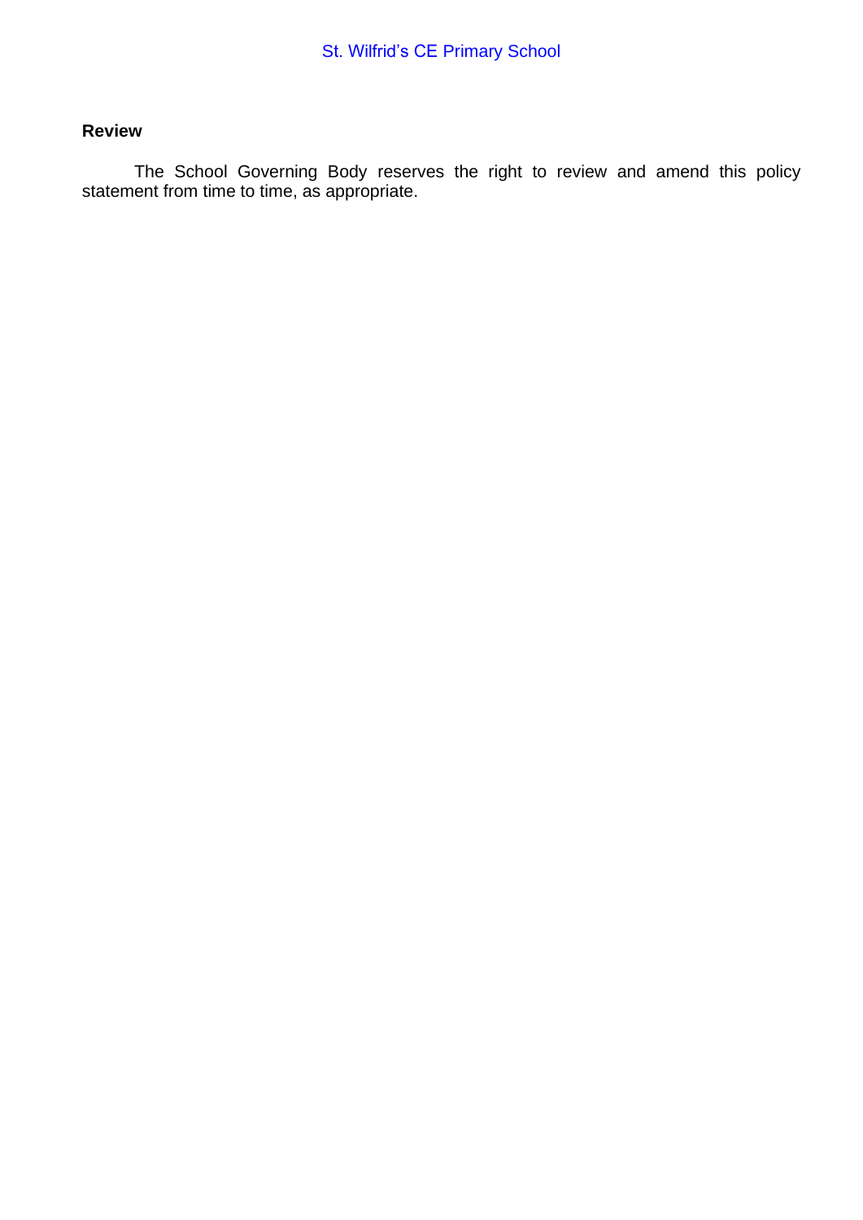## Review

The School Governing Body reserves the right to review and amend this policy statement from time to time, as appropriate.